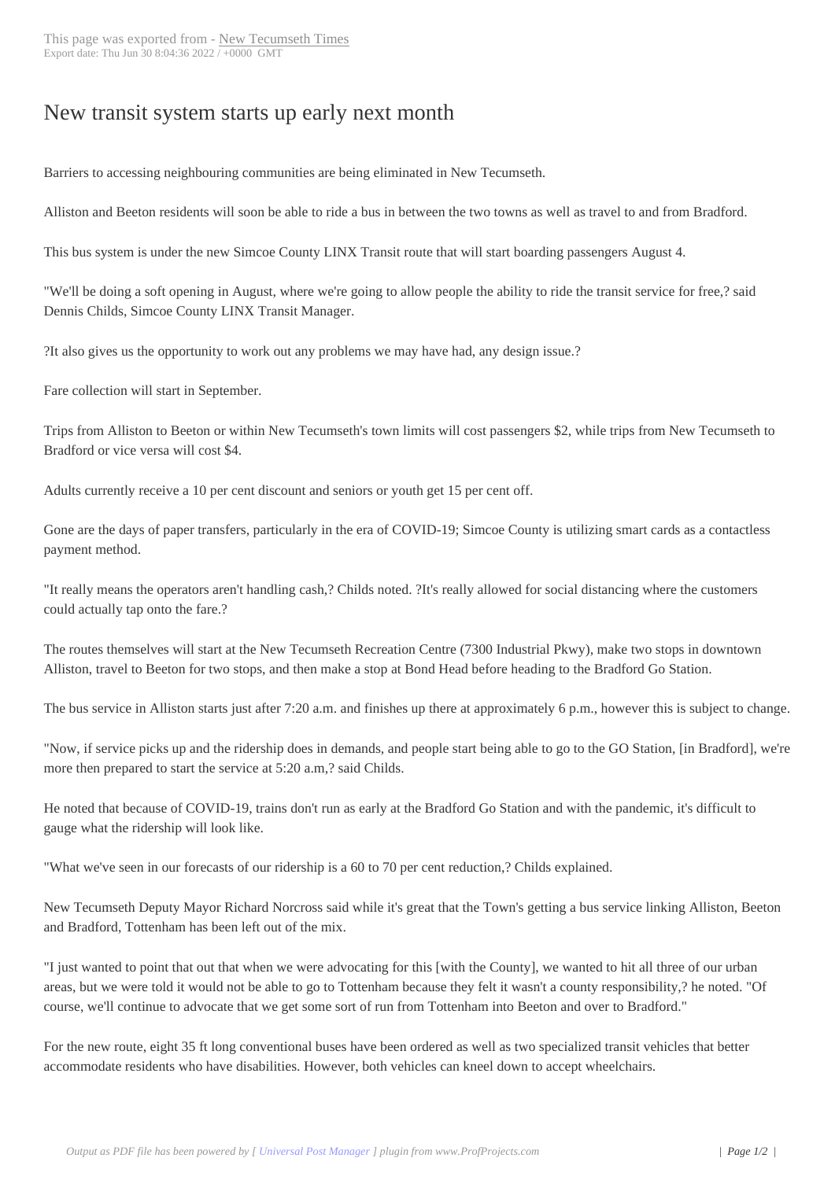# New transit system starts up early next month

Barriers to accessing neighbouring communities are being eliminated in New Tecumseth.

Alliston and Beeton residents will soon be able to ride a bus in between the two towns as well as travel to and from Bradford.

This bus system is under the new Simcoe County LINX Transit route that will start boarding passengers August 4.

"We'll be doing a soft opening in August, where we're going to allow people the ability to ride the transit service for free,? said Dennis Childs, Simcoe County LINX Transit Manager.

?It also gives us the opportunity to work out any problems we may have had, any design issue.?

Fare collection will start in September.

Trips from Alliston to Beeton or within New Tecumseth's town limits will cost passengers $2, while trips from New Tecumseth to Bradford or vice versa will cost $4.

Adults currently receive a 10 per cent discount and seniors or youth get 15 per cent off.

Gone are the days of paper transfers, particularly in the era of COVID-19; Simcoe County is utilizing smart cards as a contactless payment method.

"It really means the operators aren't handling cash,? Childs noted. ?It's really allowed for social distancing where the customers could actually tap onto the fare.?

The routes themselves will start at the New Tecumseth Recreation Centre (7300 Industrial Pkwy), make two stops in downtown Alliston, travel to Beeton for two stops, and then make a stop at Bond Head before heading to the Bradford Go Station.

The bus service in Alliston starts just after 7:20 a.m. and finishes up there at approximately 6 p.m., however this is subject to change.

"Now, if service picks up and the ridership does in demands, and people start being able to go to the GO Station, [in Bradford], we're more then prepared to start the service at 5:20 a.m,? said Childs.

He noted that because of COVID-19, trains don't run as early at the Bradford Go Station and with the pandemic, it's difficult to gauge what the ridership will look like.

"What we've seen in our forecasts of our ridership is a 60 to 70 per cent reduction,? Childs explained.

New Tecumseth Deputy Mayor Richard Norcross said while it's great that the Town's getting a bus service linking Alliston, Beeton and Bradford, Tottenham has been left out of the mix.

"I just wanted to point that out that when we were advocating for this [with the County], we wanted to hit all three of our urban areas, but we were told it would not be able to go to Tottenham because they felt it wasn't a county responsibility,? he noted. "Of course, we'll continue to advocate that we get some sort of run from Tottenham into Beeton and over to Bradford."

For the new route, eight 35 ft long conventional buses have been ordered as well as two specialized transit vehicles that better accommodate residents who have disabilities. However, both vehicles can kneel down to accept wheelchairs.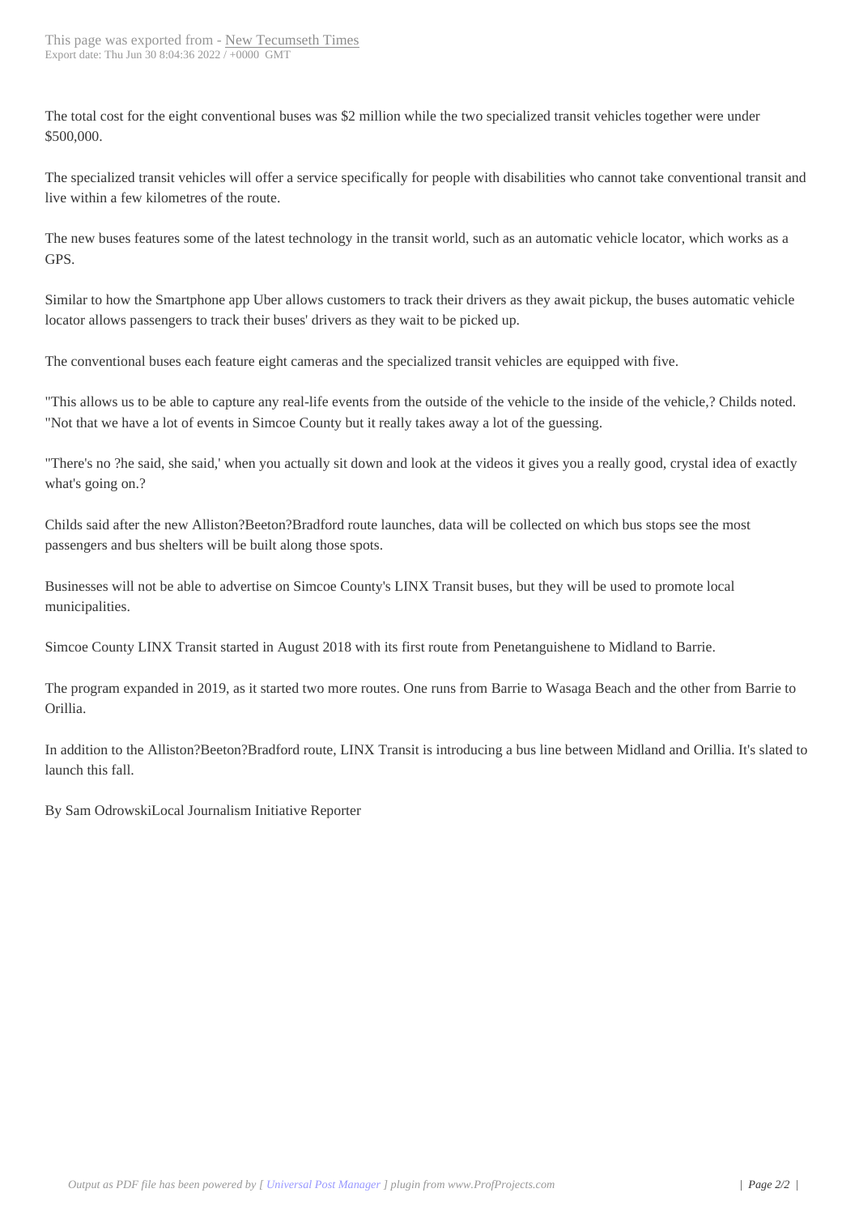The total cost for the eight conventional buses was $2 million while the two specialized transit vehicles together were under $500,000.

The specialized transit vehicles will offer a service specifically for people with disabilities who cannot take conventional transit and live within a few kilometres of the route.

The new buses features some of the latest technology in the transit world, such as an automatic vehicle locator, which works as a GPS.

Similar to how the Smartphone app Uber allows customers to track their drivers as they await pickup, the buses automatic vehicle locator allows passengers to track their buses' drivers as they wait to be picked up.

The conventional buses each feature eight cameras and the specialized transit vehicles are equipped with five.

"This allows us to be able to capture any real-life events from the outside of the vehicle to the inside of the vehicle,? Childs noted. "Not that we have a lot of events in Simcoe County but it really takes away a lot of the guessing.

"There's no ?he said, she said,' when you actually sit down and look at the videos it gives you a really good, crystal idea of exactly what's going on.?

Childs said after the new Alliston?Beeton?Bradford route launches, data will be collected on which bus stops see the most passengers and bus shelters will be built along those spots.

Businesses will not be able to advertise on Simcoe County's LINX Transit buses, but they will be used to promote local municipalities.

Simcoe County LINX Transit started in August 2018 with its first route from Penetanguishene to Midland to Barrie.

The program expanded in 2019, as it started two more routes. One runs from Barrie to Wasaga Beach and the other from Barrie to Orillia.

In addition to the Alliston?Beeton?Bradford route, LINX Transit is introducing a bus line between Midland and Orillia. It's slated to launch this fall.

By Sam OdrowskiLocal Journalism Initiative Reporter